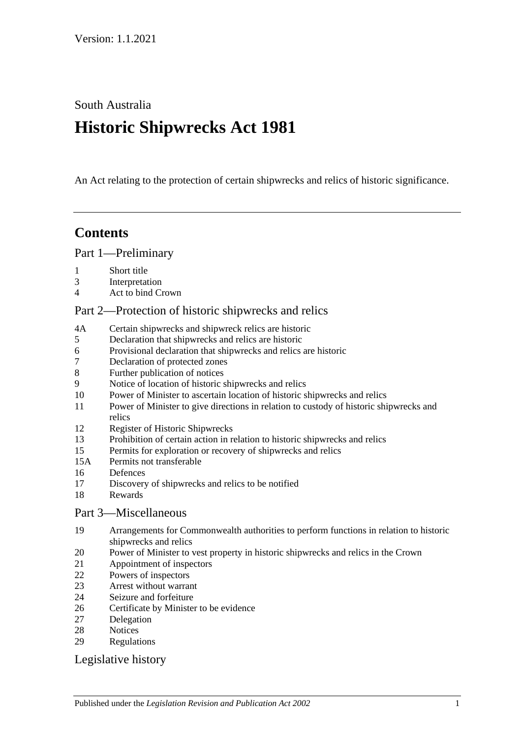Version: 1.1.2021

South Australia

# Historic Shipwrecks Act 1981

An Act relating to the protection of certain shipwrecks and relics of historic significance.

---

## Contents

Part 1—Preliminary

1 Short title
3 Interpretation
4 Act to bind Crown

Part 2—Protection of historic shipwrecks and relics

4A Certain shipwrecks and shipwreck relics are historic
5 Declaration that shipwrecks and relics are historic
6 Provisional declaration that shipwrecks and relics are historic
7 Declaration of protected zones
8 Further publication of notices
9 Notice of location of historic shipwrecks and relics
10 Power of Minister to ascertain location of historic shipwrecks and relics
11 Power of Minister to give directions in relation to custody of historic shipwrecks and relics
12 Register of Historic Shipwrecks
13 Prohibition of certain action in relation to historic shipwrecks and relics
15 Permits for exploration or recovery of shipwrecks and relics
15A Permits not transferable
16 Defences
17 Discovery of shipwrecks and relics to be notified
18 Rewards

Part 3—Miscellaneous

19 Arrangements for Commonwealth authorities to perform functions in relation to historic shipwrecks and relics
20 Power of Minister to vest property in historic shipwrecks and relics in the Crown
21 Appointment of inspectors
22 Powers of inspectors
23 Arrest without warrant
24 Seizure and forfeiture
26 Certificate by Minister to be evidence
27 Delegation
28 Notices
29 Regulations

Legislative history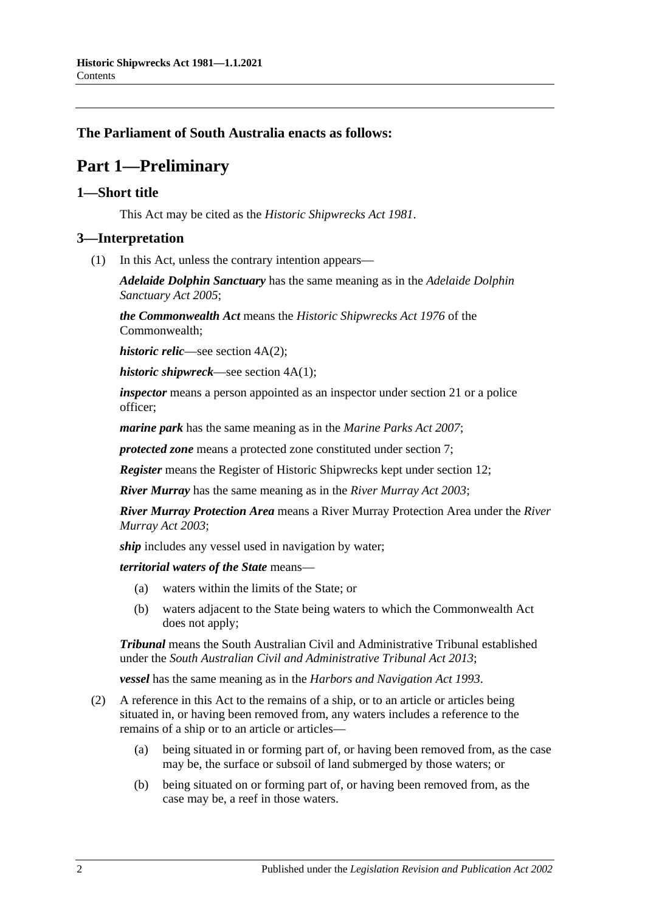**The Parliament of South Australia enacts as follows:**

# Part 1—Preliminary

## 1—Short title

This Act may be cited as the *Historic Shipwrecks Act 1981*.

## 3—Interpretation

(1) In this Act, unless the contrary intention appears—

***Adelaide Dolphin Sanctuary*** has the same meaning as in the *Adelaide Dolphin Sanctuary Act 2005*;

***the Commonwealth Act*** means the *Historic Shipwrecks Act 1976* of the Commonwealth;

***historic relic***—see section 4A(2);

***historic shipwreck***—see section 4A(1);

***inspector*** means a person appointed as an inspector under section 21 or a police officer;

***marine park*** has the same meaning as in the *Marine Parks Act 2007*;

***protected zone*** means a protected zone constituted under section 7;

***Register*** means the Register of Historic Shipwrecks kept under section 12;

***River Murray*** has the same meaning as in the *River Murray Act 2003*;

***River Murray Protection Area*** means a River Murray Protection Area under the *River Murray Act 2003*;

***ship*** includes any vessel used in navigation by water;

***territorial waters of the State*** means—

- (a) waters within the limits of the State; or
- (b) waters adjacent to the State being waters to which the Commonwealth Act does not apply;

***Tribunal*** means the South Australian Civil and Administrative Tribunal established under the *South Australian Civil and Administrative Tribunal Act 2013*;

***vessel*** has the same meaning as in the *Harbors and Navigation Act 1993*.

(2) A reference in this Act to the remains of a ship, or to an article or articles being situated in, or having been removed from, any waters includes a reference to the remains of a ship or to an article or articles—

- (a) being situated in or forming part of, or having been removed from, as the case may be, the surface or subsoil of land submerged by those waters; or
- (b) being situated on or forming part of, or having been removed from, as the case may be, a reef in those waters.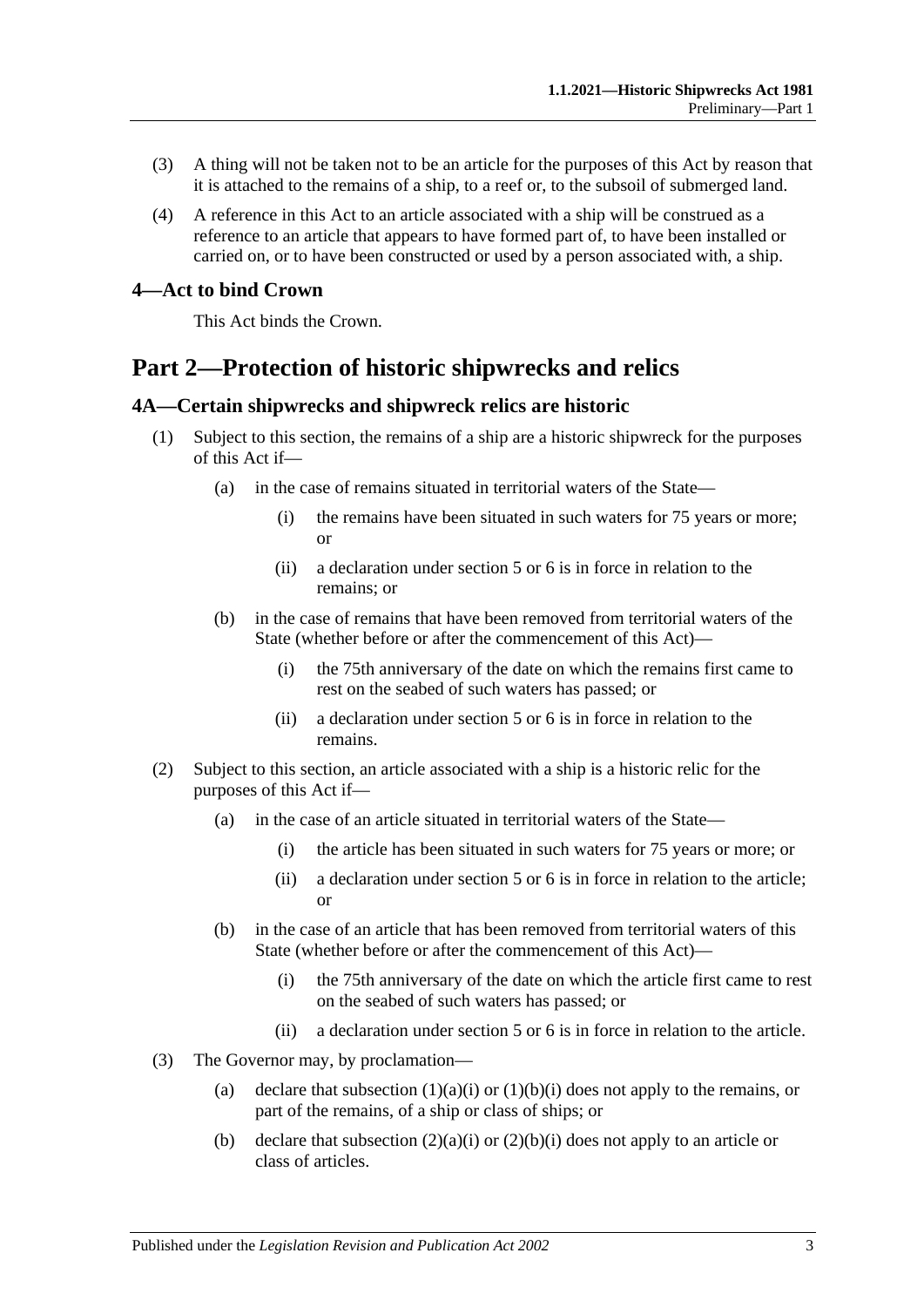(3) A thing will not be taken not to be an article for the purposes of this Act by reason that it is attached to the remains of a ship, to a reef or, to the subsoil of submerged land.

(4) A reference in this Act to an article associated with a ship will be construed as a reference to an article that appears to have formed part of, to have been installed or carried on, or to have been constructed or used by a person associated with, a ship.

### 4—Act to bind Crown

This Act binds the Crown.

## Part 2—Protection of historic shipwrecks and relics

### 4A—Certain shipwrecks and shipwreck relics are historic

(1) Subject to this section, the remains of a ship are a historic shipwreck for the purposes of this Act if—

(a) in the case of remains situated in territorial waters of the State—

(i) the remains have been situated in such waters for 75 years or more; or

(ii) a declaration under section 5 or 6 is in force in relation to the remains; or

(b) in the case of remains that have been removed from territorial waters of the State (whether before or after the commencement of this Act)—

(i) the 75th anniversary of the date on which the remains first came to rest on the seabed of such waters has passed; or

(ii) a declaration under section 5 or 6 is in force in relation to the remains.

(2) Subject to this section, an article associated with a ship is a historic relic for the purposes of this Act if—

(a) in the case of an article situated in territorial waters of the State—

(i) the article has been situated in such waters for 75 years or more; or

(ii) a declaration under section 5 or 6 is in force in relation to the article; or

(b) in the case of an article that has been removed from territorial waters of this State (whether before or after the commencement of this Act)—

(i) the 75th anniversary of the date on which the article first came to rest on the seabed of such waters has passed; or

(ii) a declaration under section 5 or 6 is in force in relation to the article.

(3) The Governor may, by proclamation—

(a) declare that subsection (1)(a)(i) or (1)(b)(i) does not apply to the remains, or part of the remains, of a ship or class of ships; or

(b) declare that subsection (2)(a)(i) or (2)(b)(i) does not apply to an article or class of articles.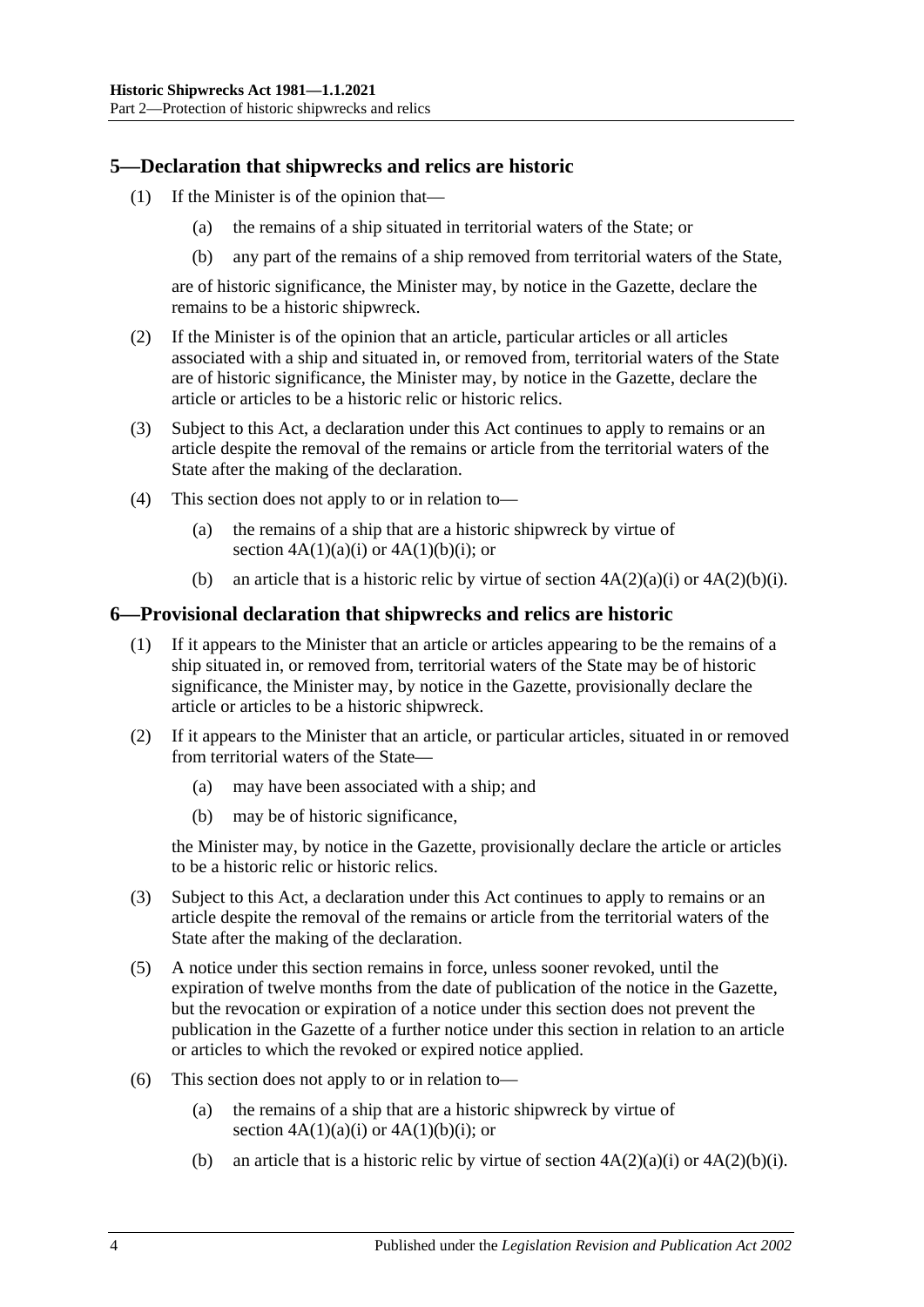## 5—Declaration that shipwrecks and relics are historic

(1) If the Minister is of the opinion that—

(a) the remains of a ship situated in territorial waters of the State; or

(b) any part of the remains of a ship removed from territorial waters of the State,

are of historic significance, the Minister may, by notice in the Gazette, declare the remains to be a historic shipwreck.

(2) If the Minister is of the opinion that an article, particular articles or all articles associated with a ship and situated in, or removed from, territorial waters of the State are of historic significance, the Minister may, by notice in the Gazette, declare the article or articles to be a historic relic or historic relics.

(3) Subject to this Act, a declaration under this Act continues to apply to remains or an article despite the removal of the remains or article from the territorial waters of the State after the making of the declaration.

(4) This section does not apply to or in relation to—

(a) the remains of a ship that are a historic shipwreck by virtue of section 4A(1)(a)(i) or 4A(1)(b)(i); or

(b) an article that is a historic relic by virtue of section 4A(2)(a)(i) or 4A(2)(b)(i).

## 6—Provisional declaration that shipwrecks and relics are historic

(1) If it appears to the Minister that an article or articles appearing to be the remains of a ship situated in, or removed from, territorial waters of the State may be of historic significance, the Minister may, by notice in the Gazette, provisionally declare the article or articles to be a historic shipwreck.

(2) If it appears to the Minister that an article, or particular articles, situated in or removed from territorial waters of the State—

(a) may have been associated with a ship; and

(b) may be of historic significance,

the Minister may, by notice in the Gazette, provisionally declare the article or articles to be a historic relic or historic relics.

(3) Subject to this Act, a declaration under this Act continues to apply to remains or an article despite the removal of the remains or article from the territorial waters of the State after the making of the declaration.

(5) A notice under this section remains in force, unless sooner revoked, until the expiration of twelve months from the date of publication of the notice in the Gazette, but the revocation or expiration of a notice under this section does not prevent the publication in the Gazette of a further notice under this section in relation to an article or articles to which the revoked or expired notice applied.

(6) This section does not apply to or in relation to—

(a) the remains of a ship that are a historic shipwreck by virtue of section 4A(1)(a)(i) or 4A(1)(b)(i); or

(b) an article that is a historic relic by virtue of section 4A(2)(a)(i) or 4A(2)(b)(i).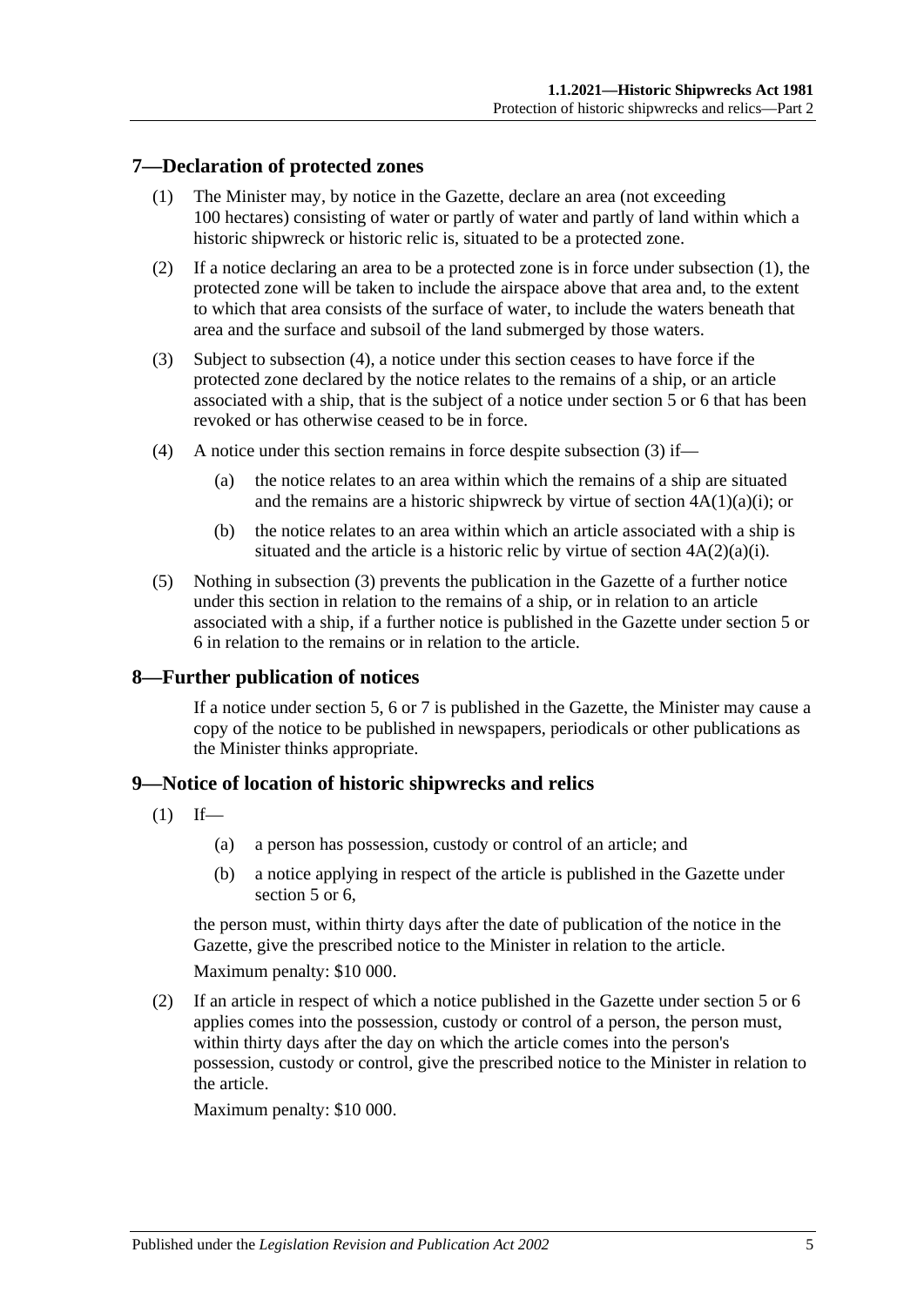## 7—Declaration of protected zones

(1) The Minister may, by notice in the Gazette, declare an area (not exceeding 100 hectares) consisting of water or partly of water and partly of land within which a historic shipwreck or historic relic is, situated to be a protected zone.

(2) If a notice declaring an area to be a protected zone is in force under subsection (1), the protected zone will be taken to include the airspace above that area and, to the extent to which that area consists of the surface of water, to include the waters beneath that area and the surface and subsoil of the land submerged by those waters.

(3) Subject to subsection (4), a notice under this section ceases to have force if the protected zone declared by the notice relates to the remains of a ship, or an article associated with a ship, that is the subject of a notice under section 5 or 6 that has been revoked or has otherwise ceased to be in force.

(4) A notice under this section remains in force despite subsection (3) if—

(a) the notice relates to an area within which the remains of a ship are situated and the remains are a historic shipwreck by virtue of section 4A(1)(a)(i); or

(b) the notice relates to an area within which an article associated with a ship is situated and the article is a historic relic by virtue of section 4A(2)(a)(i).

(5) Nothing in subsection (3) prevents the publication in the Gazette of a further notice under this section in relation to the remains of a ship, or in relation to an article associated with a ship, if a further notice is published in the Gazette under section 5 or 6 in relation to the remains or in relation to the article.

## 8—Further publication of notices

If a notice under section 5, 6 or 7 is published in the Gazette, the Minister may cause a copy of the notice to be published in newspapers, periodicals or other publications as the Minister thinks appropriate.

## 9—Notice of location of historic shipwrecks and relics

(1) If—

(a) a person has possession, custody or control of an article; and

(b) a notice applying in respect of the article is published in the Gazette under section 5 or 6,

the person must, within thirty days after the date of publication of the notice in the Gazette, give the prescribed notice to the Minister in relation to the article.

Maximum penalty: $10 000.

(2) If an article in respect of which a notice published in the Gazette under section 5 or 6 applies comes into the possession, custody or control of a person, the person must, within thirty days after the day on which the article comes into the person's possession, custody or control, give the prescribed notice to the Minister in relation to the article.

Maximum penalty: $10 000.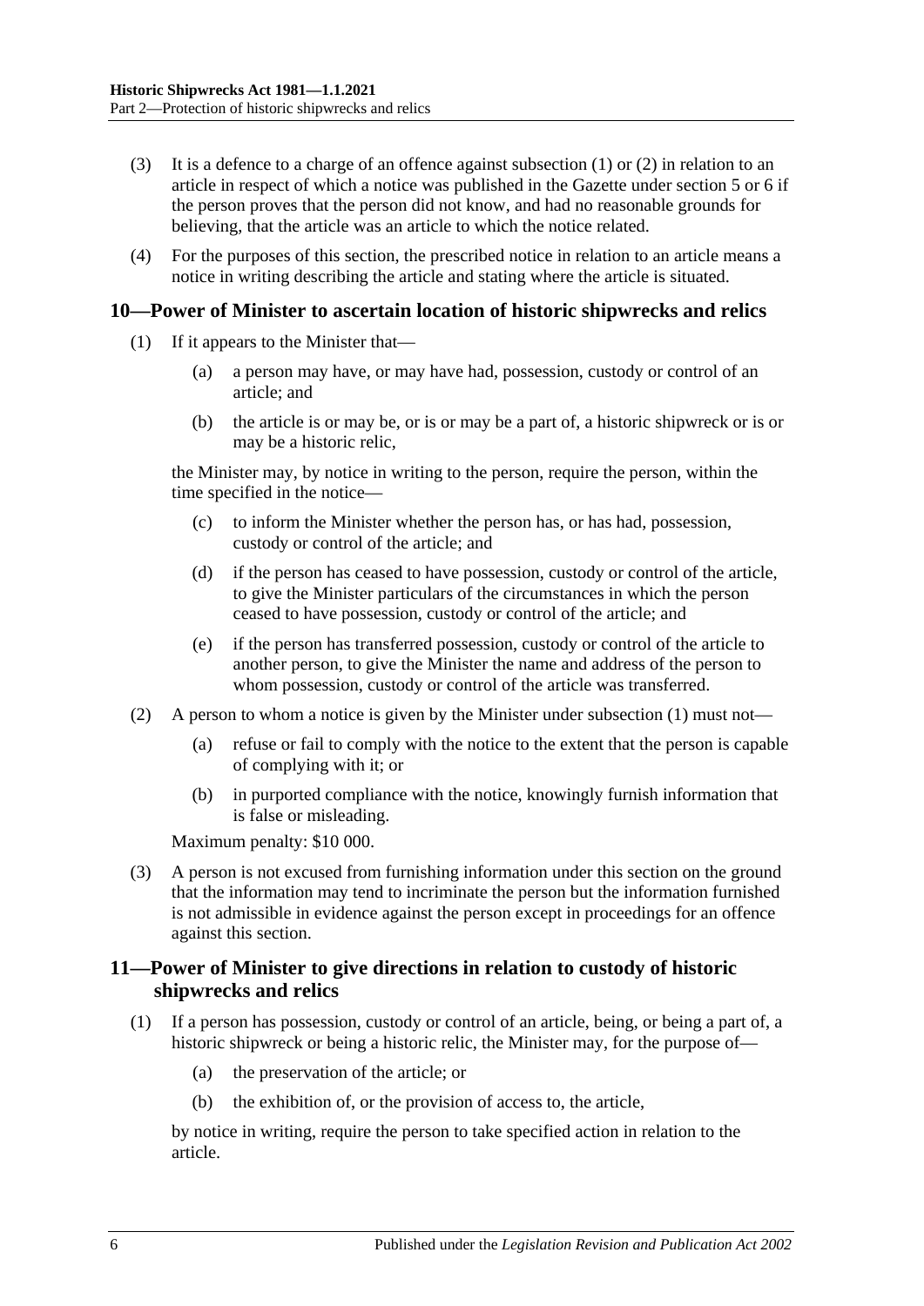(3) It is a defence to a charge of an offence against subsection (1) or (2) in relation to an article in respect of which a notice was published in the Gazette under section 5 or 6 if the person proves that the person did not know, and had no reasonable grounds for believing, that the article was an article to which the notice related.

(4) For the purposes of this section, the prescribed notice in relation to an article means a notice in writing describing the article and stating where the article is situated.

## 10—Power of Minister to ascertain location of historic shipwrecks and relics

(1) If it appears to the Minister that—

(a) a person may have, or may have had, possession, custody or control of an article; and

(b) the article is or may be, or is or may be a part of, a historic shipwreck or is or may be a historic relic,

the Minister may, by notice in writing to the person, require the person, within the time specified in the notice—

(c) to inform the Minister whether the person has, or has had, possession, custody or control of the article; and

(d) if the person has ceased to have possession, custody or control of the article, to give the Minister particulars of the circumstances in which the person ceased to have possession, custody or control of the article; and

(e) if the person has transferred possession, custody or control of the article to another person, to give the Minister the name and address of the person to whom possession, custody or control of the article was transferred.

(2) A person to whom a notice is given by the Minister under subsection (1) must not—

(a) refuse or fail to comply with the notice to the extent that the person is capable of complying with it; or

(b) in purported compliance with the notice, knowingly furnish information that is false or misleading.

Maximum penalty: $10 000.

(3) A person is not excused from furnishing information under this section on the ground that the information may tend to incriminate the person but the information furnished is not admissible in evidence against the person except in proceedings for an offence against this section.

## 11—Power of Minister to give directions in relation to custody of historic shipwrecks and relics

(1) If a person has possession, custody or control of an article, being, or being a part of, a historic shipwreck or being a historic relic, the Minister may, for the purpose of—

(a) the preservation of the article; or

(b) the exhibition of, or the provision of access to, the article,

by notice in writing, require the person to take specified action in relation to the article.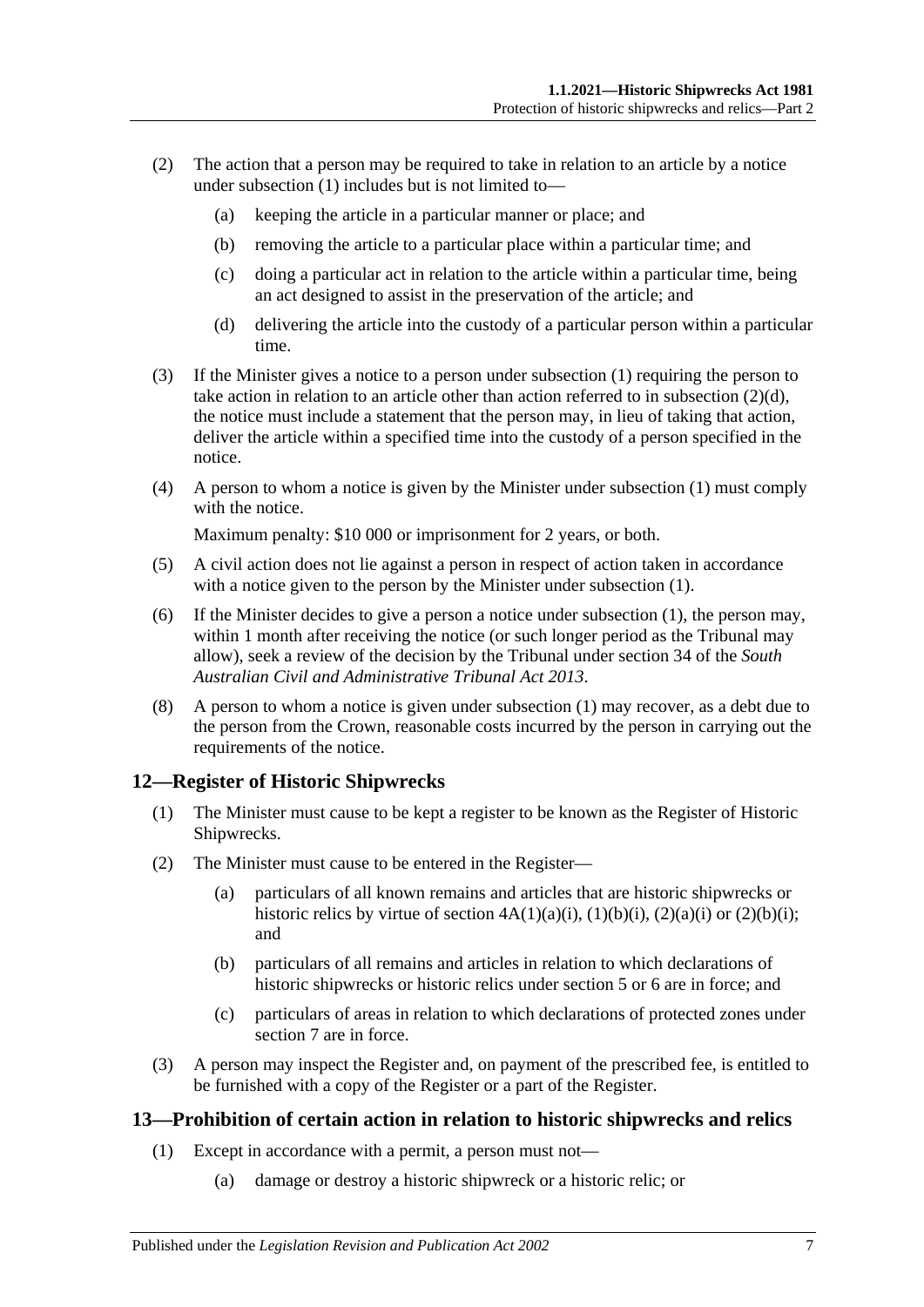(2) The action that a person may be required to take in relation to an article by a notice under subsection (1) includes but is not limited to—

(a) keeping the article in a particular manner or place; and

(b) removing the article to a particular place within a particular time; and

(c) doing a particular act in relation to the article within a particular time, being an act designed to assist in the preservation of the article; and

(d) delivering the article into the custody of a particular person within a particular time.

(3) If the Minister gives a notice to a person under subsection (1) requiring the person to take action in relation to an article other than action referred to in subsection (2)(d), the notice must include a statement that the person may, in lieu of taking that action, deliver the article within a specified time into the custody of a person specified in the notice.

(4) A person to whom a notice is given by the Minister under subsection (1) must comply with the notice.

Maximum penalty: $10 000 or imprisonment for 2 years, or both.

(5) A civil action does not lie against a person in respect of action taken in accordance with a notice given to the person by the Minister under subsection (1).

(6) If the Minister decides to give a person a notice under subsection (1), the person may, within 1 month after receiving the notice (or such longer period as the Tribunal may allow), seek a review of the decision by the Tribunal under section 34 of the *South Australian Civil and Administrative Tribunal Act 2013*.

(8) A person to whom a notice is given under subsection (1) may recover, as a debt due to the person from the Crown, reasonable costs incurred by the person in carrying out the requirements of the notice.

## 12—Register of Historic Shipwrecks

(1) The Minister must cause to be kept a register to be known as the Register of Historic Shipwrecks.

(2) The Minister must cause to be entered in the Register—

(a) particulars of all known remains and articles that are historic shipwrecks or historic relics by virtue of section 4A(1)(a)(i), (1)(b)(i), (2)(a)(i) or (2)(b)(i); and

(b) particulars of all remains and articles in relation to which declarations of historic shipwrecks or historic relics under section 5 or 6 are in force; and

(c) particulars of areas in relation to which declarations of protected zones under section 7 are in force.

(3) A person may inspect the Register and, on payment of the prescribed fee, is entitled to be furnished with a copy of the Register or a part of the Register.

## 13—Prohibition of certain action in relation to historic shipwrecks and relics

(1) Except in accordance with a permit, a person must not—

(a) damage or destroy a historic shipwreck or a historic relic; or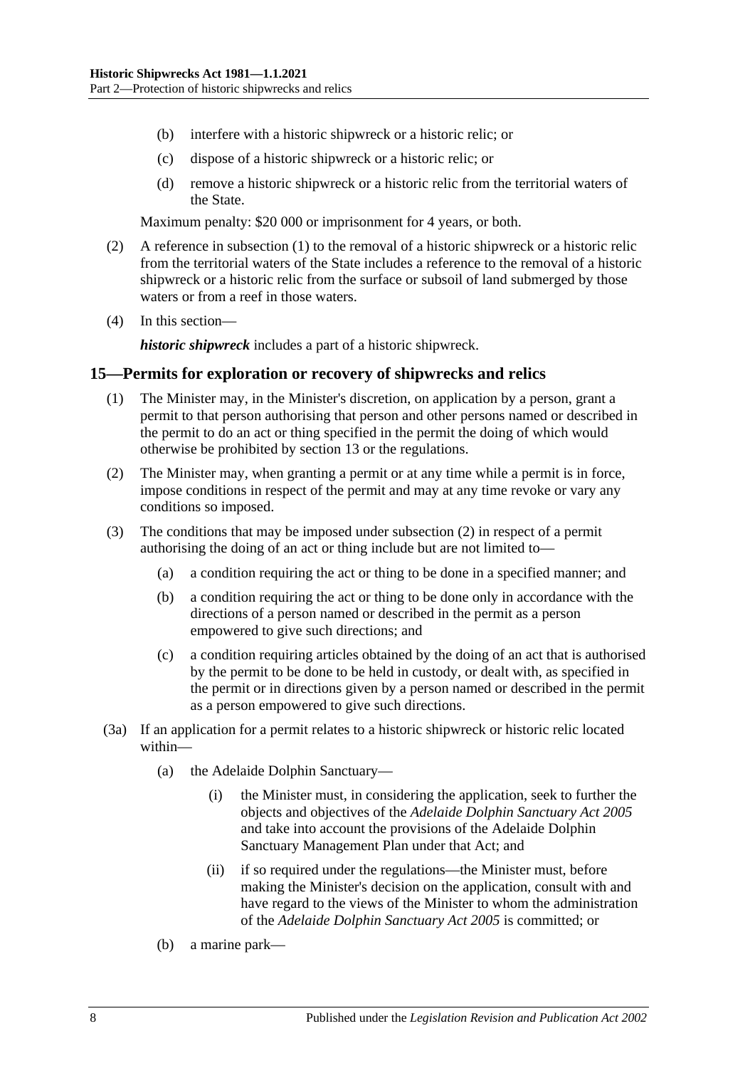(b) interfere with a historic shipwreck or a historic relic; or

(c) dispose of a historic shipwreck or a historic relic; or

(d) remove a historic shipwreck or a historic relic from the territorial waters of the State.

Maximum penalty: $20 000 or imprisonment for 4 years, or both.

(2) A reference in subsection (1) to the removal of a historic shipwreck or a historic relic from the territorial waters of the State includes a reference to the removal of a historic shipwreck or a historic relic from the surface or subsoil of land submerged by those waters or from a reef in those waters.

(4) In this section—

***historic shipwreck*** includes a part of a historic shipwreck.

## 15—Permits for exploration or recovery of shipwrecks and relics

(1) The Minister may, in the Minister's discretion, on application by a person, grant a permit to that person authorising that person and other persons named or described in the permit to do an act or thing specified in the permit the doing of which would otherwise be prohibited by section 13 or the regulations.

(2) The Minister may, when granting a permit or at any time while a permit is in force, impose conditions in respect of the permit and may at any time revoke or vary any conditions so imposed.

(3) The conditions that may be imposed under subsection (2) in respect of a permit authorising the doing of an act or thing include but are not limited to—

(a) a condition requiring the act or thing to be done in a specified manner; and

(b) a condition requiring the act or thing to be done only in accordance with the directions of a person named or described in the permit as a person empowered to give such directions; and

(c) a condition requiring articles obtained by the doing of an act that is authorised by the permit to be done to be held in custody, or dealt with, as specified in the permit or in directions given by a person named or described in the permit as a person empowered to give such directions.

(3a) If an application for a permit relates to a historic shipwreck or historic relic located within—

(a) the Adelaide Dolphin Sanctuary—

(i) the Minister must, in considering the application, seek to further the objects and objectives of the *Adelaide Dolphin Sanctuary Act 2005* and take into account the provisions of the Adelaide Dolphin Sanctuary Management Plan under that Act; and

(ii) if so required under the regulations—the Minister must, before making the Minister's decision on the application, consult with and have regard to the views of the Minister to whom the administration of the *Adelaide Dolphin Sanctuary Act 2005* is committed; or

(b) a marine park—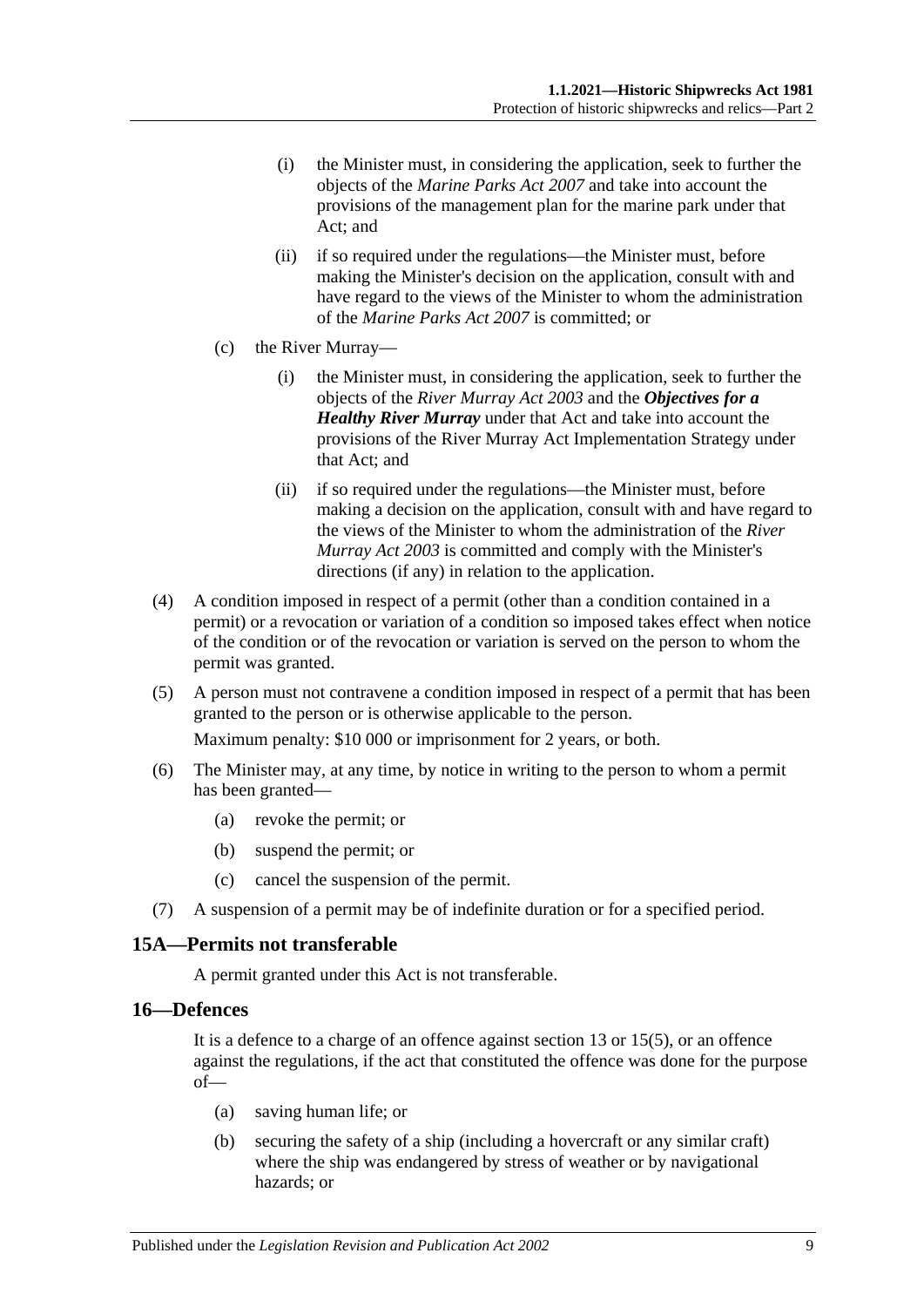(i) the Minister must, in considering the application, seek to further the objects of the *Marine Parks Act 2007* and take into account the provisions of the management plan for the marine park under that Act; and

(ii) if so required under the regulations—the Minister must, before making the Minister's decision on the application, consult with and have regard to the views of the Minister to whom the administration of the *Marine Parks Act 2007* is committed; or

(c) the River Murray—

(i) the Minister must, in considering the application, seek to further the objects of the *River Murray Act 2003* and the ***Objectives for a Healthy River Murray*** under that Act and take into account the provisions of the River Murray Act Implementation Strategy under that Act; and

(ii) if so required under the regulations—the Minister must, before making a decision on the application, consult with and have regard to the views of the Minister to whom the administration of the *River Murray Act 2003* is committed and comply with the Minister's directions (if any) in relation to the application.

(4) A condition imposed in respect of a permit (other than a condition contained in a permit) or a revocation or variation of a condition so imposed takes effect when notice of the condition or of the revocation or variation is served on the person to whom the permit was granted.

(5) A person must not contravene a condition imposed in respect of a permit that has been granted to the person or is otherwise applicable to the person.

Maximum penalty: $10 000 or imprisonment for 2 years, or both.

(6) The Minister may, at any time, by notice in writing to the person to whom a permit has been granted—

(a) revoke the permit; or

(b) suspend the permit; or

(c) cancel the suspension of the permit.

(7) A suspension of a permit may be of indefinite duration or for a specified period.

## 15A—Permits not transferable

A permit granted under this Act is not transferable.

## 16—Defences

It is a defence to a charge of an offence against section 13 or 15(5), or an offence against the regulations, if the act that constituted the offence was done for the purpose of—

(a) saving human life; or

(b) securing the safety of a ship (including a hovercraft or any similar craft) where the ship was endangered by stress of weather or by navigational hazards; or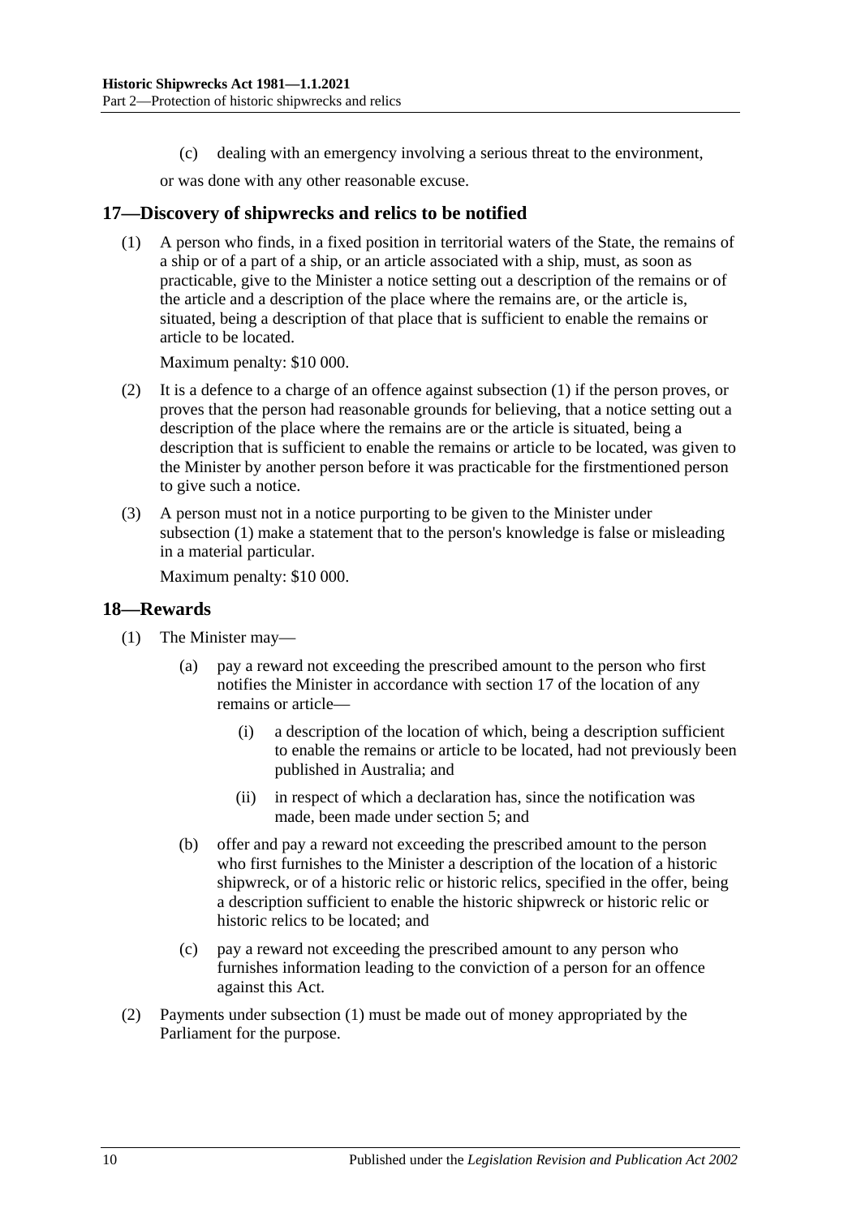(c) dealing with an emergency involving a serious threat to the environment,

or was done with any other reasonable excuse.

## 17—Discovery of shipwrecks and relics to be notified

(1) A person who finds, in a fixed position in territorial waters of the State, the remains of a ship or of a part of a ship, or an article associated with a ship, must, as soon as practicable, give to the Minister a notice setting out a description of the remains or of the article and a description of the place where the remains are, or the article is, situated, being a description of that place that is sufficient to enable the remains or article to be located.

Maximum penalty: $10 000.

(2) It is a defence to a charge of an offence against subsection (1) if the person proves, or proves that the person had reasonable grounds for believing, that a notice setting out a description of the place where the remains are or the article is situated, being a description that is sufficient to enable the remains or article to be located, was given to the Minister by another person before it was practicable for the firstmentioned person to give such a notice.

(3) A person must not in a notice purporting to be given to the Minister under subsection (1) make a statement that to the person's knowledge is false or misleading in a material particular.

Maximum penalty: $10 000.

## 18—Rewards

(1) The Minister may—

(a) pay a reward not exceeding the prescribed amount to the person who first notifies the Minister in accordance with section 17 of the location of any remains or article—

(i) a description of the location of which, being a description sufficient to enable the remains or article to be located, had not previously been published in Australia; and

(ii) in respect of which a declaration has, since the notification was made, been made under section 5; and

(b) offer and pay a reward not exceeding the prescribed amount to the person who first furnishes to the Minister a description of the location of a historic shipwreck, or of a historic relic or historic relics, specified in the offer, being a description sufficient to enable the historic shipwreck or historic relic or historic relics to be located; and

(c) pay a reward not exceeding the prescribed amount to any person who furnishes information leading to the conviction of a person for an offence against this Act.

(2) Payments under subsection (1) must be made out of money appropriated by the Parliament for the purpose.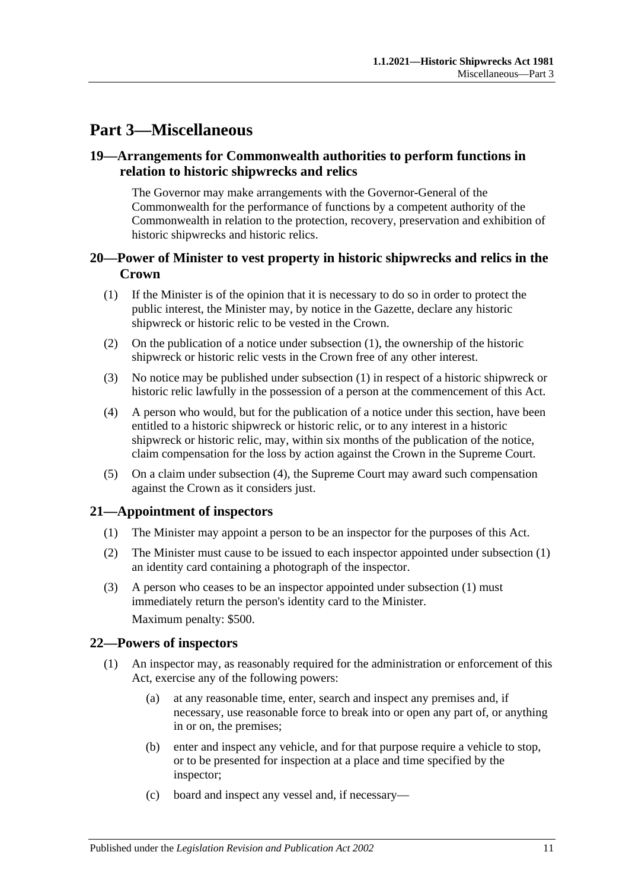# Part 3—Miscellaneous

## 19—Arrangements for Commonwealth authorities to perform functions in relation to historic shipwrecks and relics

The Governor may make arrangements with the Governor-General of the Commonwealth for the performance of functions by a competent authority of the Commonwealth in relation to the protection, recovery, preservation and exhibition of historic shipwrecks and historic relics.

## 20—Power of Minister to vest property in historic shipwrecks and relics in the Crown

(1) If the Minister is of the opinion that it is necessary to do so in order to protect the public interest, the Minister may, by notice in the Gazette, declare any historic shipwreck or historic relic to be vested in the Crown.

(2) On the publication of a notice under subsection (1), the ownership of the historic shipwreck or historic relic vests in the Crown free of any other interest.

(3) No notice may be published under subsection (1) in respect of a historic shipwreck or historic relic lawfully in the possession of a person at the commencement of this Act.

(4) A person who would, but for the publication of a notice under this section, have been entitled to a historic shipwreck or historic relic, or to any interest in a historic shipwreck or historic relic, may, within six months of the publication of the notice, claim compensation for the loss by action against the Crown in the Supreme Court.

(5) On a claim under subsection (4), the Supreme Court may award such compensation against the Crown as it considers just.

## 21—Appointment of inspectors

(1) The Minister may appoint a person to be an inspector for the purposes of this Act.

(2) The Minister must cause to be issued to each inspector appointed under subsection (1) an identity card containing a photograph of the inspector.

(3) A person who ceases to be an inspector appointed under subsection (1) must immediately return the person's identity card to the Minister.

Maximum penalty: $500.

## 22—Powers of inspectors

(1) An inspector may, as reasonably required for the administration or enforcement of this Act, exercise any of the following powers:

(a) at any reasonable time, enter, search and inspect any premises and, if necessary, use reasonable force to break into or open any part of, or anything in or on, the premises;

(b) enter and inspect any vehicle, and for that purpose require a vehicle to stop, or to be presented for inspection at a place and time specified by the inspector;

(c) board and inspect any vessel and, if necessary—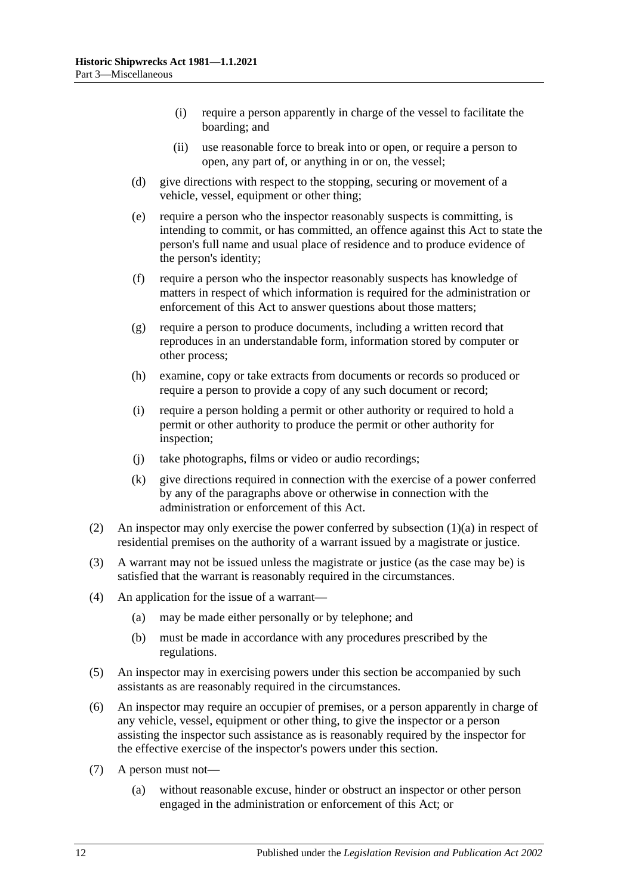(i) require a person apparently in charge of the vessel to facilitate the boarding; and

(ii) use reasonable force to break into or open, or require a person to open, any part of, or anything in or on, the vessel;

(d) give directions with respect to the stopping, securing or movement of a vehicle, vessel, equipment or other thing;

(e) require a person who the inspector reasonably suspects is committing, is intending to commit, or has committed, an offence against this Act to state the person's full name and usual place of residence and to produce evidence of the person's identity;

(f) require a person who the inspector reasonably suspects has knowledge of matters in respect of which information is required for the administration or enforcement of this Act to answer questions about those matters;

(g) require a person to produce documents, including a written record that reproduces in an understandable form, information stored by computer or other process;

(h) examine, copy or take extracts from documents or records so produced or require a person to provide a copy of any such document or record;

(i) require a person holding a permit or other authority or required to hold a permit or other authority to produce the permit or other authority for inspection;

(j) take photographs, films or video or audio recordings;

(k) give directions required in connection with the exercise of a power conferred by any of the paragraphs above or otherwise in connection with the administration or enforcement of this Act.

(2) An inspector may only exercise the power conferred by subsection (1)(a) in respect of residential premises on the authority of a warrant issued by a magistrate or justice.

(3) A warrant may not be issued unless the magistrate or justice (as the case may be) is satisfied that the warrant is reasonably required in the circumstances.

(4) An application for the issue of a warrant—

(a) may be made either personally or by telephone; and

(b) must be made in accordance with any procedures prescribed by the regulations.

(5) An inspector may in exercising powers under this section be accompanied by such assistants as are reasonably required in the circumstances.

(6) An inspector may require an occupier of premises, or a person apparently in charge of any vehicle, vessel, equipment or other thing, to give the inspector or a person assisting the inspector such assistance as is reasonably required by the inspector for the effective exercise of the inspector's powers under this section.

(7) A person must not—

(a) without reasonable excuse, hinder or obstruct an inspector or other person engaged in the administration or enforcement of this Act; or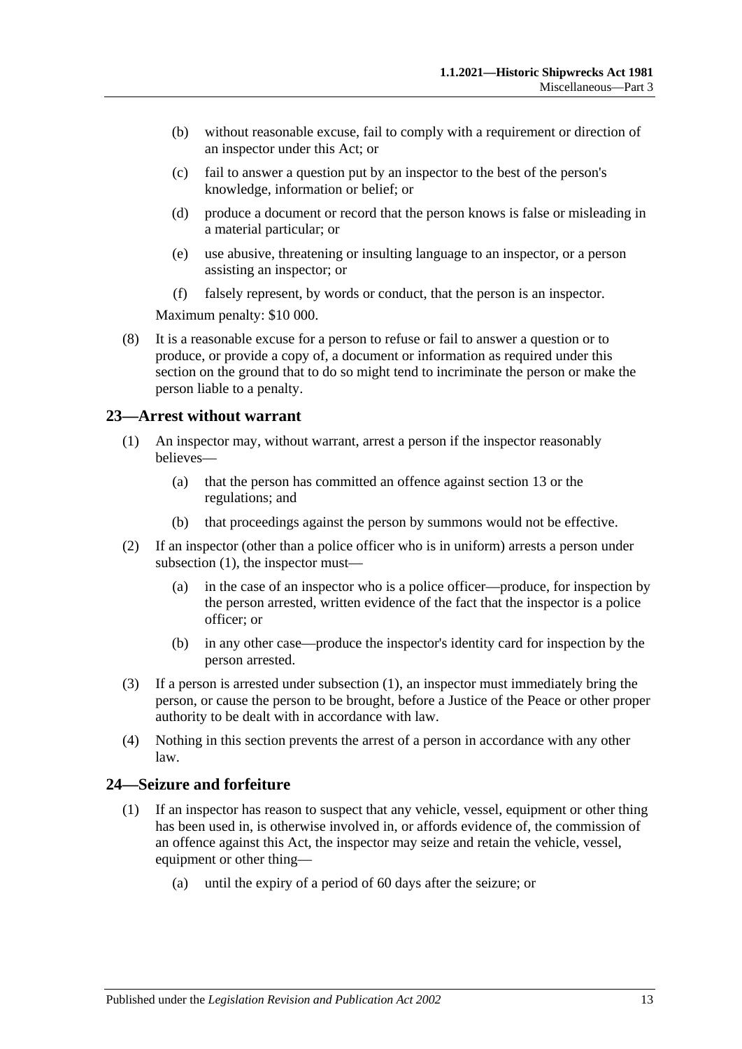(b) without reasonable excuse, fail to comply with a requirement or direction of an inspector under this Act; or

(c) fail to answer a question put by an inspector to the best of the person's knowledge, information or belief; or

(d) produce a document or record that the person knows is false or misleading in a material particular; or

(e) use abusive, threatening or insulting language to an inspector, or a person assisting an inspector; or

(f) falsely represent, by words or conduct, that the person is an inspector.

Maximum penalty: $10 000.

(8) It is a reasonable excuse for a person to refuse or fail to answer a question or to produce, or provide a copy of, a document or information as required under this section on the ground that to do so might tend to incriminate the person or make the person liable to a penalty.

## 23—Arrest without warrant

(1) An inspector may, without warrant, arrest a person if the inspector reasonably believes—

(a) that the person has committed an offence against section 13 or the regulations; and

(b) that proceedings against the person by summons would not be effective.

(2) If an inspector (other than a police officer who is in uniform) arrests a person under subsection (1), the inspector must—

(a) in the case of an inspector who is a police officer—produce, for inspection by the person arrested, written evidence of the fact that the inspector is a police officer; or

(b) in any other case—produce the inspector's identity card for inspection by the person arrested.

(3) If a person is arrested under subsection (1), an inspector must immediately bring the person, or cause the person to be brought, before a Justice of the Peace or other proper authority to be dealt with in accordance with law.

(4) Nothing in this section prevents the arrest of a person in accordance with any other law.

## 24—Seizure and forfeiture

(1) If an inspector has reason to suspect that any vehicle, vessel, equipment or other thing has been used in, is otherwise involved in, or affords evidence of, the commission of an offence against this Act, the inspector may seize and retain the vehicle, vessel, equipment or other thing—

(a) until the expiry of a period of 60 days after the seizure; or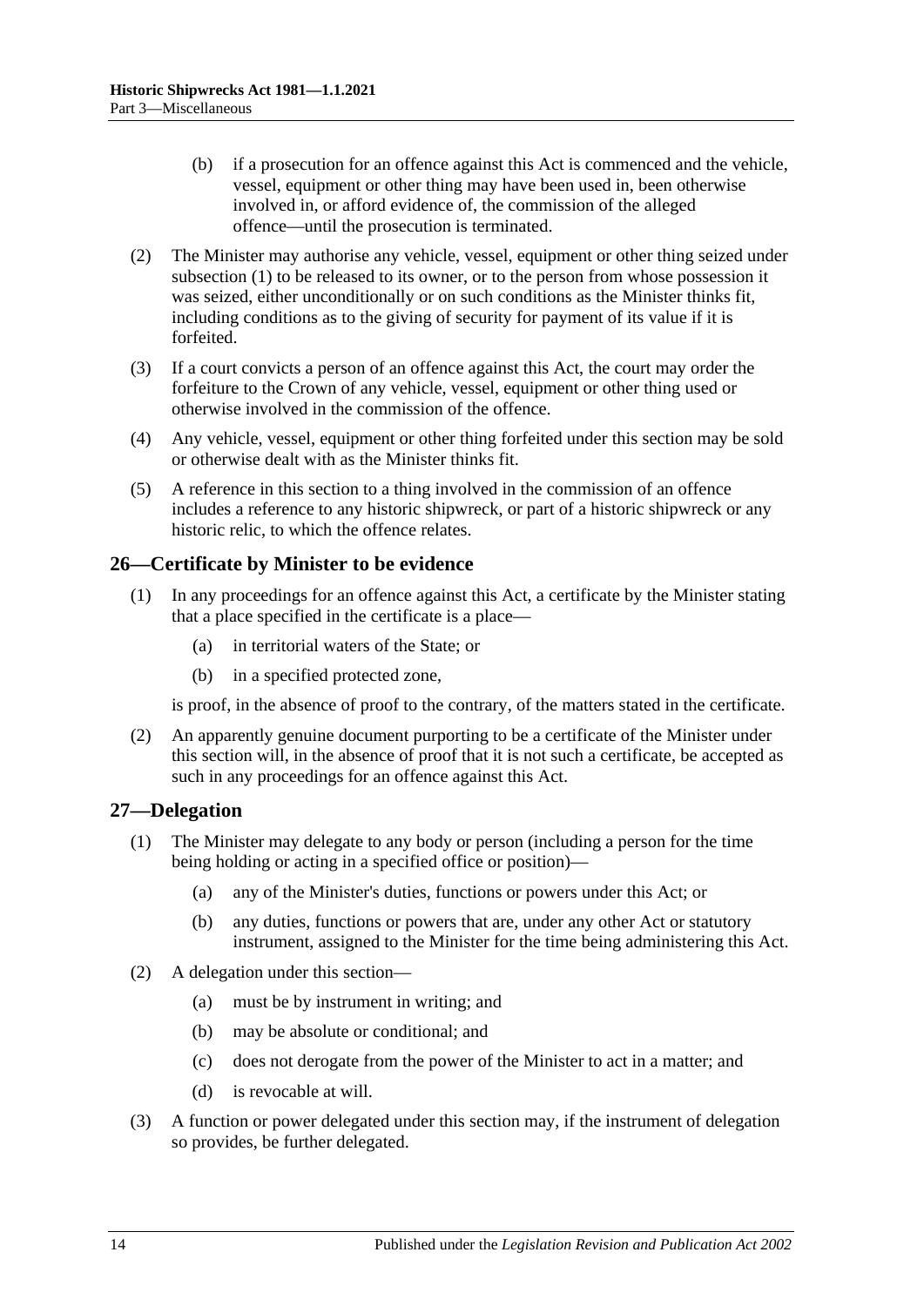(b) if a prosecution for an offence against this Act is commenced and the vehicle, vessel, equipment or other thing may have been used in, been otherwise involved in, or afford evidence of, the commission of the alleged offence—until the prosecution is terminated.

(2) The Minister may authorise any vehicle, vessel, equipment or other thing seized under subsection (1) to be released to its owner, or to the person from whose possession it was seized, either unconditionally or on such conditions as the Minister thinks fit, including conditions as to the giving of security for payment of its value if it is forfeited.

(3) If a court convicts a person of an offence against this Act, the court may order the forfeiture to the Crown of any vehicle, vessel, equipment or other thing used or otherwise involved in the commission of the offence.

(4) Any vehicle, vessel, equipment or other thing forfeited under this section may be sold or otherwise dealt with as the Minister thinks fit.

(5) A reference in this section to a thing involved in the commission of an offence includes a reference to any historic shipwreck, or part of a historic shipwreck or any historic relic, to which the offence relates.

## 26—Certificate by Minister to be evidence

(1) In any proceedings for an offence against this Act, a certificate by the Minister stating that a place specified in the certificate is a place—

(a) in territorial waters of the State; or

(b) in a specified protected zone,

is proof, in the absence of proof to the contrary, of the matters stated in the certificate.

(2) An apparently genuine document purporting to be a certificate of the Minister under this section will, in the absence of proof that it is not such a certificate, be accepted as such in any proceedings for an offence against this Act.

## 27—Delegation

(1) The Minister may delegate to any body or person (including a person for the time being holding or acting in a specified office or position)—

(a) any of the Minister's duties, functions or powers under this Act; or

(b) any duties, functions or powers that are, under any other Act or statutory instrument, assigned to the Minister for the time being administering this Act.

(2) A delegation under this section—

(a) must be by instrument in writing; and

(b) may be absolute or conditional; and

(c) does not derogate from the power of the Minister to act in a matter; and

(d) is revocable at will.

(3) A function or power delegated under this section may, if the instrument of delegation so provides, be further delegated.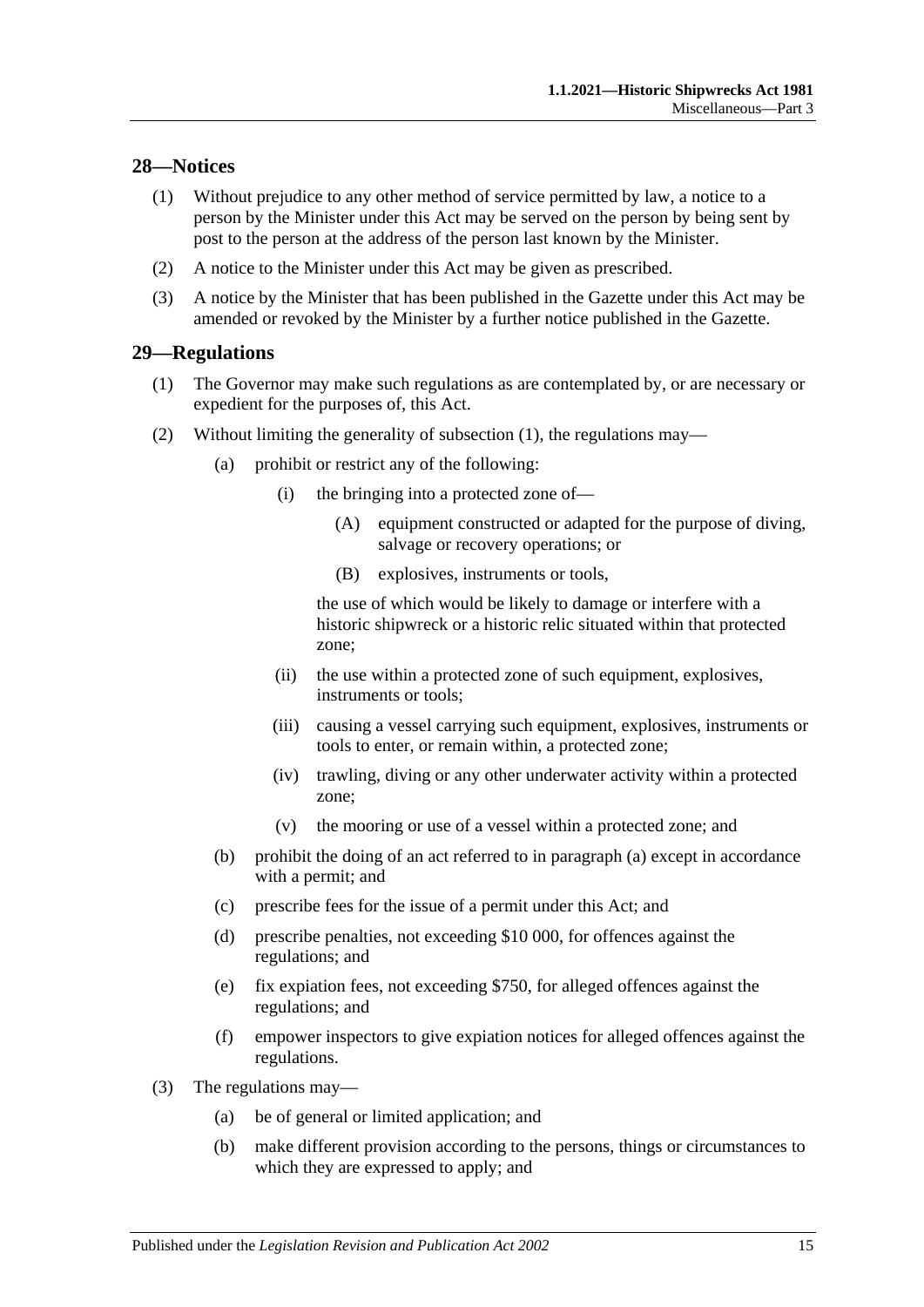## 28—Notices

(1) Without prejudice to any other method of service permitted by law, a notice to a person by the Minister under this Act may be served on the person by being sent by post to the person at the address of the person last known by the Minister.

(2) A notice to the Minister under this Act may be given as prescribed.

(3) A notice by the Minister that has been published in the Gazette under this Act may be amended or revoked by the Minister by a further notice published in the Gazette.

## 29—Regulations

(1) The Governor may make such regulations as are contemplated by, or are necessary or expedient for the purposes of, this Act.

(2) Without limiting the generality of subsection (1), the regulations may—

- (a) prohibit or restrict any of the following:
  - (i) the bringing into a protected zone of—
    - (A) equipment constructed or adapted for the purpose of diving, salvage or recovery operations; or
    - (B) explosives, instruments or tools,

    the use of which would be likely to damage or interfere with a historic shipwreck or a historic relic situated within that protected zone;
  - (ii) the use within a protected zone of such equipment, explosives, instruments or tools;
  - (iii) causing a vessel carrying such equipment, explosives, instruments or tools to enter, or remain within, a protected zone;
  - (iv) trawling, diving or any other underwater activity within a protected zone;
  - (v) the mooring or use of a vessel within a protected zone; and
- (b) prohibit the doing of an act referred to in paragraph (a) except in accordance with a permit; and
- (c) prescribe fees for the issue of a permit under this Act; and
- (d) prescribe penalties, not exceeding $10 000, for offences against the regulations; and
- (e) fix expiation fees, not exceeding $750, for alleged offences against the regulations; and
- (f) empower inspectors to give expiation notices for alleged offences against the regulations.

(3) The regulations may—

- (a) be of general or limited application; and
- (b) make different provision according to the persons, things or circumstances to which they are expressed to apply; and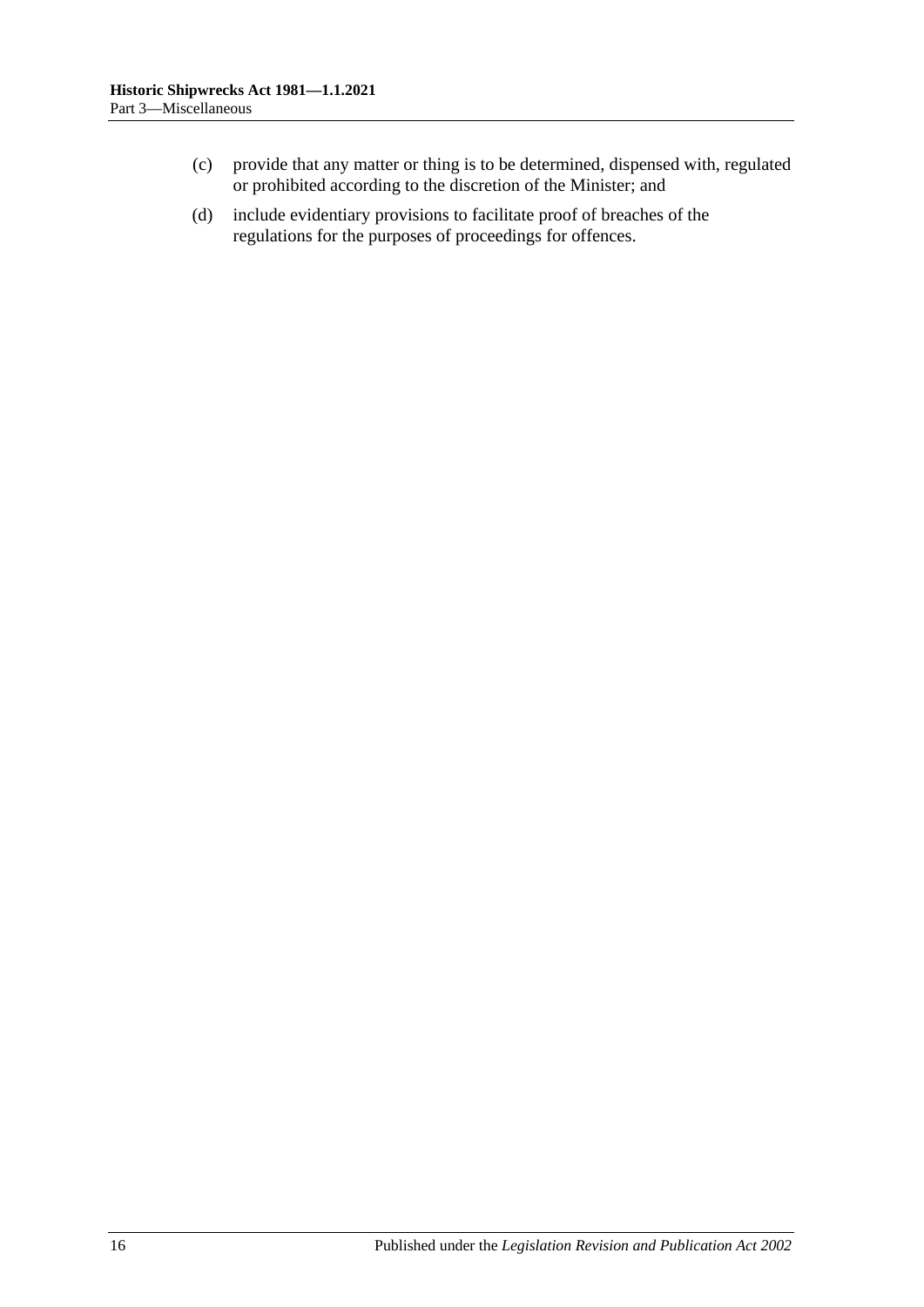(c) provide that any matter or thing is to be determined, dispensed with, regulated or prohibited according to the discretion of the Minister; and

(d) include evidentiary provisions to facilitate proof of breaches of the regulations for the purposes of proceedings for offences.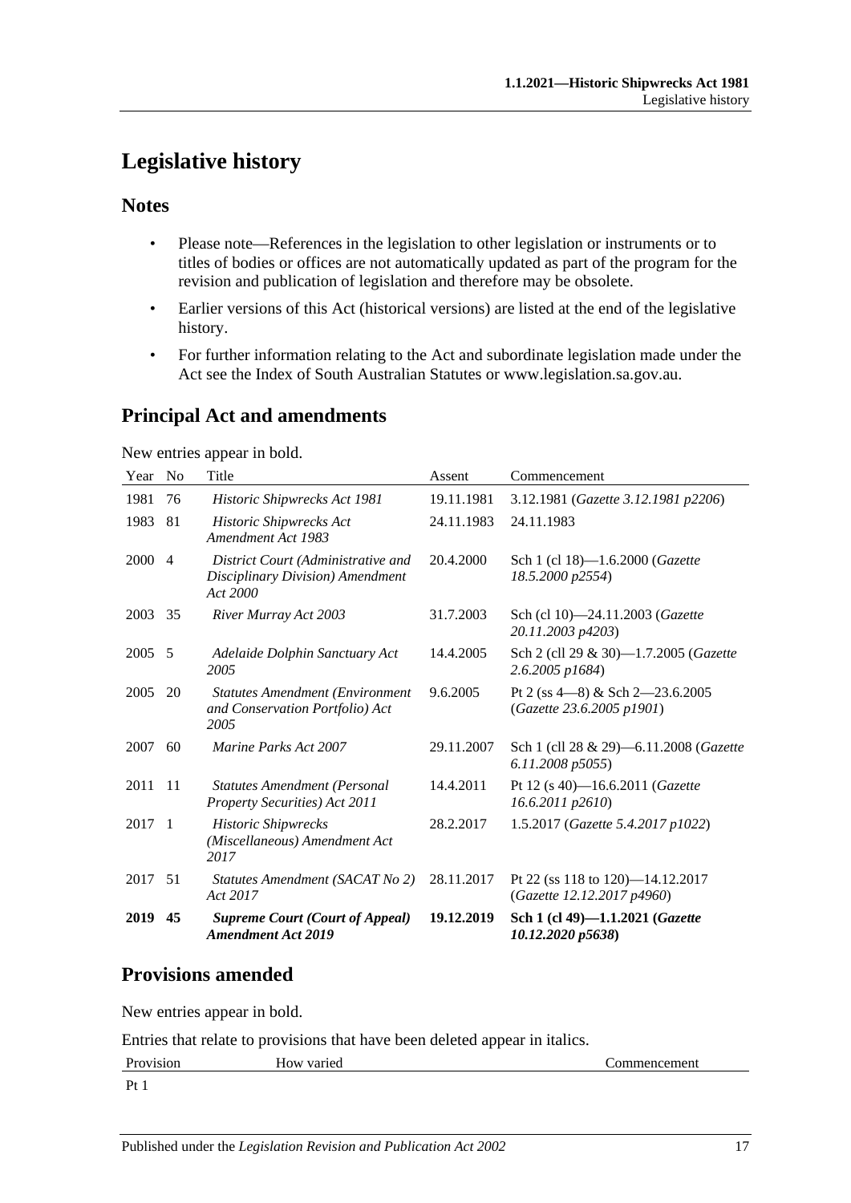# Legislative history

## Notes

- Please note—References in the legislation to other legislation or instruments or to titles of bodies or offices are not automatically updated as part of the program for the revision and publication of legislation and therefore may be obsolete.
- Earlier versions of this Act (historical versions) are listed at the end of the legislative history.
- For further information relating to the Act and subordinate legislation made under the Act see the Index of South Australian Statutes or www.legislation.sa.gov.au.

## Principal Act and amendments

New entries appear in bold.

| Year | No | Title | Assent | Commencement |
|---|---|---|---|---|
| 1981 | 76 | *Historic Shipwrecks Act 1981* | 19.11.1981 | 3.12.1981 (*Gazette 3.12.1981 p2206*) |
| 1983 | 81 | *Historic Shipwrecks Act Amendment Act 1983* | 24.11.1983 | 24.11.1983 |
| 2000 | 4 | *District Court (Administrative and Disciplinary Division) Amendment Act 2000* | 20.4.2000 | Sch 1 (cl 18)—1.6.2000 (*Gazette 18.5.2000 p2554*) |
| 2003 | 35 | *River Murray Act 2003* | 31.7.2003 | Sch (cl 10)—24.11.2003 (*Gazette 20.11.2003 p4203*) |
| 2005 | 5 | *Adelaide Dolphin Sanctuary Act 2005* | 14.4.2005 | Sch 2 (cll 29 & 30)—1.7.2005 (*Gazette 2.6.2005 p1684*) |
| 2005 | 20 | *Statutes Amendment (Environment and Conservation Portfolio) Act 2005* | 9.6.2005 | Pt 2 (ss 4—8) & Sch 2—23.6.2005 (*Gazette 23.6.2005 p1901*) |
| 2007 | 60 | *Marine Parks Act 2007* | 29.11.2007 | Sch 1 (cll 28 & 29)—6.11.2008 (*Gazette 6.11.2008 p5055*) |
| 2011 | 11 | *Statutes Amendment (Personal Property Securities) Act 2011* | 14.4.2011 | Pt 12 (s 40)—16.6.2011 (*Gazette 16.6.2011 p2610*) |
| 2017 | 1 | *Historic Shipwrecks (Miscellaneous) Amendment Act 2017* | 28.2.2017 | 1.5.2017 (*Gazette 5.4.2017 p1022*) |
| 2017 | 51 | *Statutes Amendment (SACAT No 2) Act 2017* | 28.11.2017 | Pt 22 (ss 118 to 120)—14.12.2017 (*Gazette 12.12.2017 p4960*) |
| **2019** | **45** | ***Supreme Court (Court of Appeal) Amendment Act 2019*** | **19.12.2019** | **Sch 1 (cl 49)—1.1.2021 (*Gazette 10.12.2020 p5638*)** |

## Provisions amended

New entries appear in bold.

Entries that relate to provisions that have been deleted appear in italics.

| Provision | How varied | Commencement |
|---|---|---|
| Pt 1 | | |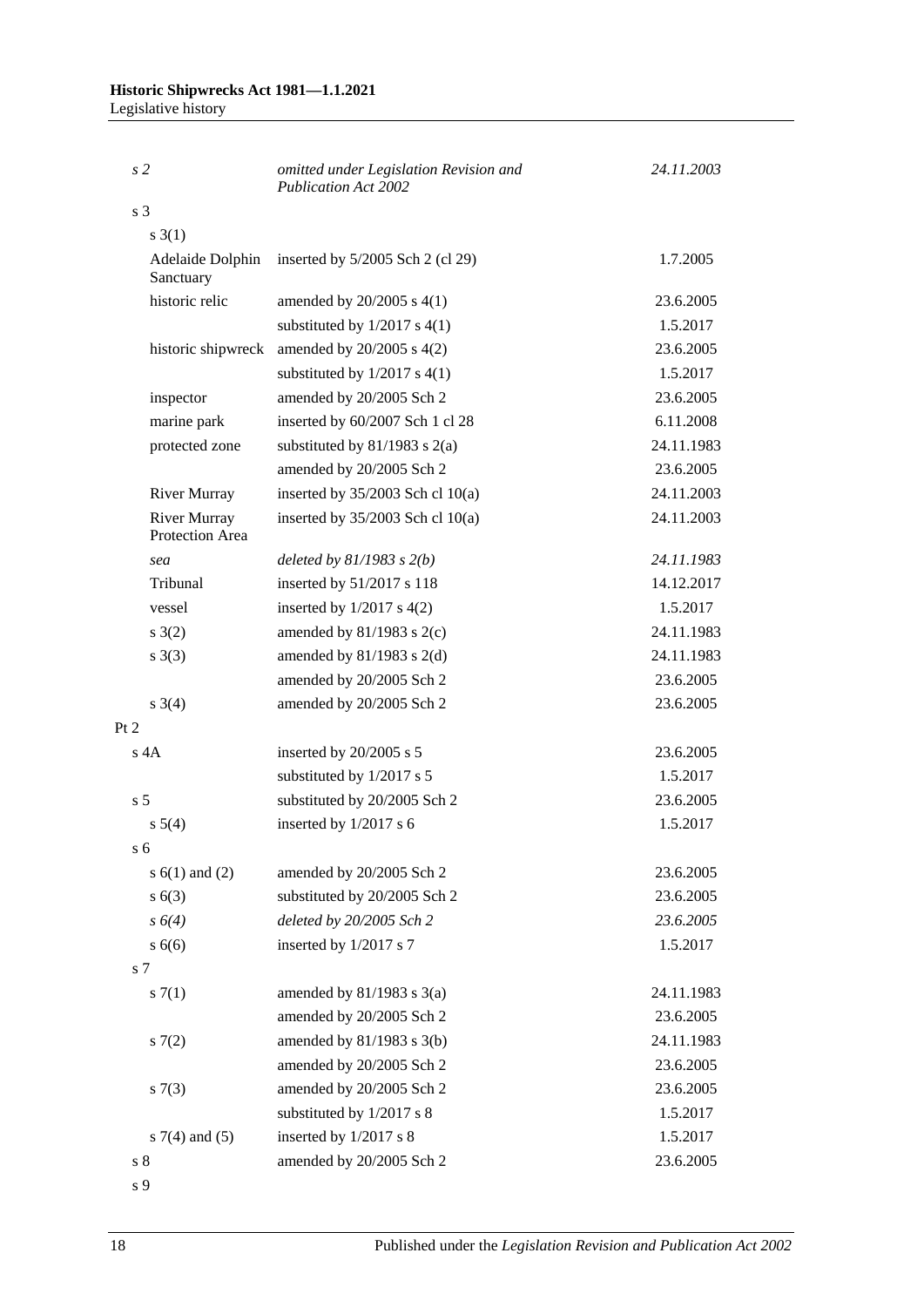| | | |
|---|---|---|
| *s 2* | *omitted under Legislation Revision and Publication Act 2002* | *24.11.2003* |
| s 3 | | |
| s 3(1) | | |
| Adelaide Dolphin Sanctuary | inserted by 5/2005 Sch 2 (cl 29) | 1.7.2005 |
| historic relic | amended by 20/2005 s 4(1) | 23.6.2005 |
| | substituted by 1/2017 s 4(1) | 1.5.2017 |
| historic shipwreck | amended by 20/2005 s 4(2) | 23.6.2005 |
| | substituted by 1/2017 s 4(1) | 1.5.2017 |
| inspector | amended by 20/2005 Sch 2 | 23.6.2005 |
| marine park | inserted by 60/2007 Sch 1 cl 28 | 6.11.2008 |
| protected zone | substituted by 81/1983 s 2(a) | 24.11.1983 |
| | amended by 20/2005 Sch 2 | 23.6.2005 |
| River Murray | inserted by 35/2003 Sch cl 10(a) | 24.11.2003 |
| River Murray Protection Area | inserted by 35/2003 Sch cl 10(a) | 24.11.2003 |
| *sea* | *deleted by 81/1983 s 2(b)* | *24.11.1983* |
| Tribunal | inserted by 51/2017 s 118 | 14.12.2017 |
| vessel | inserted by 1/2017 s 4(2) | 1.5.2017 |
| s 3(2) | amended by 81/1983 s 2(c) | 24.11.1983 |
| s 3(3) | amended by 81/1983 s 2(d) | 24.11.1983 |
| | amended by 20/2005 Sch 2 | 23.6.2005 |
| s 3(4) | amended by 20/2005 Sch 2 | 23.6.2005 |
| Pt 2 | | |
| s 4A | inserted by 20/2005 s 5 | 23.6.2005 |
| | substituted by 1/2017 s 5 | 1.5.2017 |
| s 5 | substituted by 20/2005 Sch 2 | 23.6.2005 |
| s 5(4) | inserted by 1/2017 s 6 | 1.5.2017 |
| s 6 | | |
| s 6(1) and (2) | amended by 20/2005 Sch 2 | 23.6.2005 |
| s 6(3) | substituted by 20/2005 Sch 2 | 23.6.2005 |
| *s 6(4)* | *deleted by 20/2005 Sch 2* | *23.6.2005* |
| s 6(6) | inserted by 1/2017 s 7 | 1.5.2017 |
| s 7 | | |
| s 7(1) | amended by 81/1983 s 3(a) | 24.11.1983 |
| | amended by 20/2005 Sch 2 | 23.6.2005 |
| s 7(2) | amended by 81/1983 s 3(b) | 24.11.1983 |
| | amended by 20/2005 Sch 2 | 23.6.2005 |
| s 7(3) | amended by 20/2005 Sch 2 | 23.6.2005 |
| | substituted by 1/2017 s 8 | 1.5.2017 |
| s 7(4) and (5) | inserted by 1/2017 s 8 | 1.5.2017 |
| s 8 | amended by 20/2005 Sch 2 | 23.6.2005 |
| s 9 | | |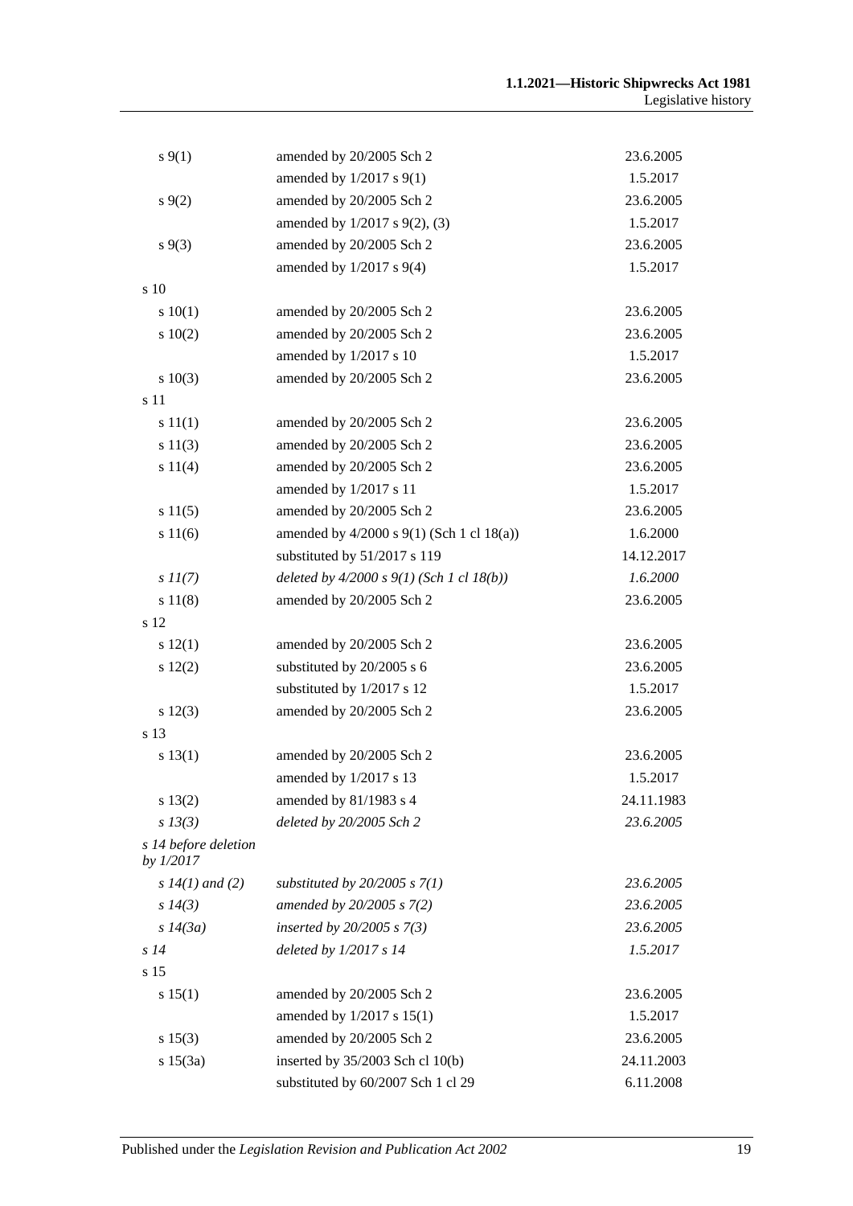| | | |
|---|---|---|
| s 9(1) | amended by 20/2005 Sch 2 | 23.6.2005 |
| | amended by 1/2017 s 9(1) | 1.5.2017 |
| s 9(2) | amended by 20/2005 Sch 2 | 23.6.2005 |
| | amended by 1/2017 s 9(2), (3) | 1.5.2017 |
| s 9(3) | amended by 20/2005 Sch 2 | 23.6.2005 |
| | amended by 1/2017 s 9(4) | 1.5.2017 |
| s 10 | | |
| s 10(1) | amended by 20/2005 Sch 2 | 23.6.2005 |
| s 10(2) | amended by 20/2005 Sch 2 | 23.6.2005 |
| | amended by 1/2017 s 10 | 1.5.2017 |
| s 10(3) | amended by 20/2005 Sch 2 | 23.6.2005 |
| s 11 | | |
| s 11(1) | amended by 20/2005 Sch 2 | 23.6.2005 |
| s 11(3) | amended by 20/2005 Sch 2 | 23.6.2005 |
| s 11(4) | amended by 20/2005 Sch 2 | 23.6.2005 |
| | amended by 1/2017 s 11 | 1.5.2017 |
| s 11(5) | amended by 20/2005 Sch 2 | 23.6.2005 |
| s 11(6) | amended by 4/2000 s 9(1) (Sch 1 cl 18(a)) | 1.6.2000 |
| | substituted by 51/2017 s 119 | 14.12.2017 |
| *s 11(7)* | *deleted by 4/2000 s 9(1) (Sch 1 cl 18(b))* | *1.6.2000* |
| s 11(8) | amended by 20/2005 Sch 2 | 23.6.2005 |
| s 12 | | |
| s 12(1) | amended by 20/2005 Sch 2 | 23.6.2005 |
| s 12(2) | substituted by 20/2005 s 6 | 23.6.2005 |
| | substituted by 1/2017 s 12 | 1.5.2017 |
| s 12(3) | amended by 20/2005 Sch 2 | 23.6.2005 |
| s 13 | | |
| s 13(1) | amended by 20/2005 Sch 2 | 23.6.2005 |
| | amended by 1/2017 s 13 | 1.5.2017 |
| s 13(2) | amended by 81/1983 s 4 | 24.11.1983 |
| *s 13(3)* | *deleted by 20/2005 Sch 2* | *23.6.2005* |
| *s 14 before deletion by 1/2017* | | |
| *s 14(1) and (2)* | *substituted by 20/2005 s 7(1)* | *23.6.2005* |
| *s 14(3)* | *amended by 20/2005 s 7(2)* | *23.6.2005* |
| *s 14(3a)* | *inserted by 20/2005 s 7(3)* | *23.6.2005* |
| *s 14* | *deleted by 1/2017 s 14* | *1.5.2017* |
| s 15 | | |
| s 15(1) | amended by 20/2005 Sch 2 | 23.6.2005 |
| | amended by 1/2017 s 15(1) | 1.5.2017 |
| s 15(3) | amended by 20/2005 Sch 2 | 23.6.2005 |
| s 15(3a) | inserted by 35/2003 Sch cl 10(b) | 24.11.2003 |
| | substituted by 60/2007 Sch 1 cl 29 | 6.11.2008 |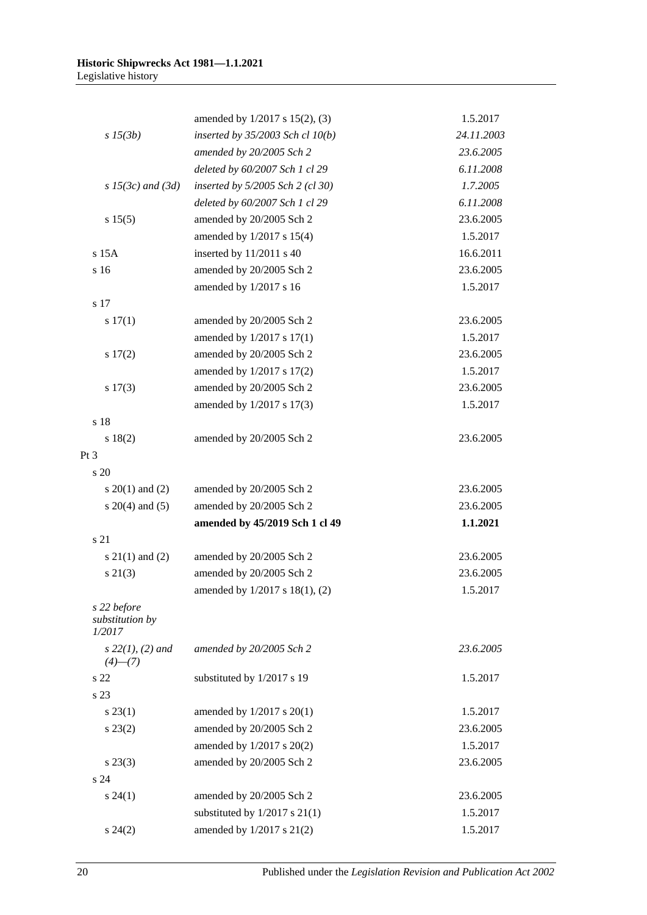| | | |
|---|---|---|
| | amended by 1/2017 s 15(2), (3) | 1.5.2017 |
| *s 15(3b)* | *inserted by 35/2003 Sch cl 10(b)* | *24.11.2003* |
| | *amended by 20/2005 Sch 2* | *23.6.2005* |
| | *deleted by 60/2007 Sch 1 cl 29* | *6.11.2008* |
| *s 15(3c) and (3d)* | *inserted by 5/2005 Sch 2 (cl 30)* | *1.7.2005* |
| | *deleted by 60/2007 Sch 1 cl 29* | *6.11.2008* |
| s 15(5) | amended by 20/2005 Sch 2 | 23.6.2005 |
| | amended by 1/2017 s 15(4) | 1.5.2017 |
| s 15A | inserted by 11/2011 s 40 | 16.6.2011 |
| s 16 | amended by 20/2005 Sch 2 | 23.6.2005 |
| | amended by 1/2017 s 16 | 1.5.2017 |
| s 17 | | |
| s 17(1) | amended by 20/2005 Sch 2 | 23.6.2005 |
| | amended by 1/2017 s 17(1) | 1.5.2017 |
| s 17(2) | amended by 20/2005 Sch 2 | 23.6.2005 |
| | amended by 1/2017 s 17(2) | 1.5.2017 |
| s 17(3) | amended by 20/2005 Sch 2 | 23.6.2005 |
| | amended by 1/2017 s 17(3) | 1.5.2017 |
| s 18 | | |
| s 18(2) | amended by 20/2005 Sch 2 | 23.6.2005 |
| Pt 3 | | |
| s 20 | | |
| s 20(1) and (2) | amended by 20/2005 Sch 2 | 23.6.2005 |
| s 20(4) and (5) | amended by 20/2005 Sch 2 | 23.6.2005 |
| | **amended by 45/2019 Sch 1 cl 49** | **1.1.2021** |
| s 21 | | |
| s 21(1) and (2) | amended by 20/2005 Sch 2 | 23.6.2005 |
| s 21(3) | amended by 20/2005 Sch 2 | 23.6.2005 |
| | amended by 1/2017 s 18(1), (2) | 1.5.2017 |
| *s 22 before substitution by 1/2017* | | |
| *s 22(1), (2) and (4)—(7)* | *amended by 20/2005 Sch 2* | *23.6.2005* |
| s 22 | substituted by 1/2017 s 19 | 1.5.2017 |
| s 23 | | |
| s 23(1) | amended by 1/2017 s 20(1) | 1.5.2017 |
| s 23(2) | amended by 20/2005 Sch 2 | 23.6.2005 |
| | amended by 1/2017 s 20(2) | 1.5.2017 |
| s 23(3) | amended by 20/2005 Sch 2 | 23.6.2005 |
| s 24 | | |
| s 24(1) | amended by 20/2005 Sch 2 | 23.6.2005 |
| | substituted by 1/2017 s 21(1) | 1.5.2017 |
| s 24(2) | amended by 1/2017 s 21(2) | 1.5.2017 |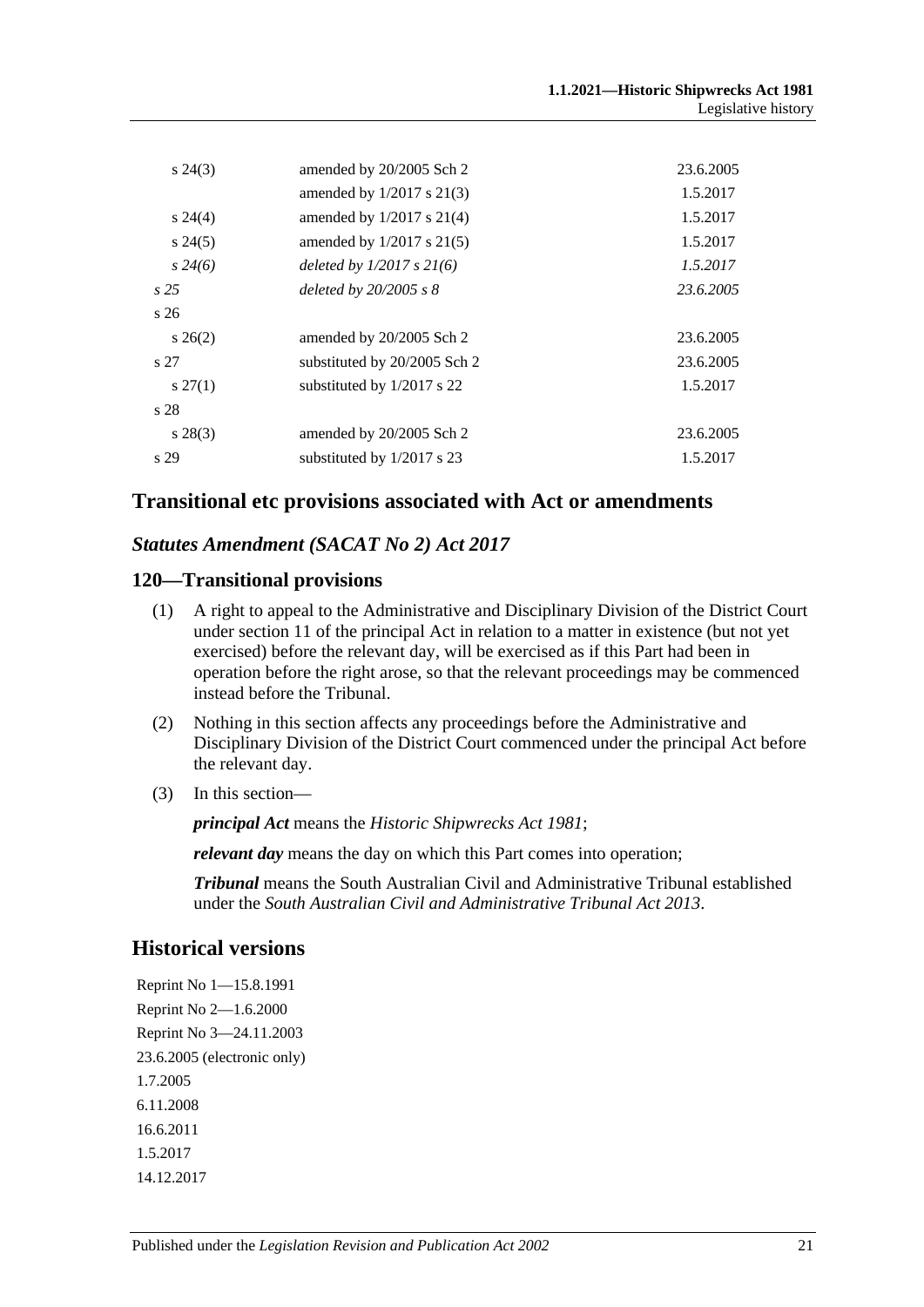| | | |
|---|---|---|
| s 24(3) | amended by 20/2005 Sch 2 | 23.6.2005 |
| | amended by 1/2017 s 21(3) | 1.5.2017 |
| s 24(4) | amended by 1/2017 s 21(4) | 1.5.2017 |
| s 24(5) | amended by 1/2017 s 21(5) | 1.5.2017 |
| *s 24(6)* | *deleted by 1/2017 s 21(6)* | *1.5.2017* |
| *s 25* | *deleted by 20/2005 s 8* | *23.6.2005* |
| s 26 | | |
| s 26(2) | amended by 20/2005 Sch 2 | 23.6.2005 |
| s 27 | substituted by 20/2005 Sch 2 | 23.6.2005 |
| s 27(1) | substituted by 1/2017 s 22 | 1.5.2017 |
| s 28 | | |
| s 28(3) | amended by 20/2005 Sch 2 | 23.6.2005 |
| s 29 | substituted by 1/2017 s 23 | 1.5.2017 |

## Transitional etc provisions associated with Act or amendments

### *Statutes Amendment (SACAT No 2) Act 2017*

### 120—Transitional provisions

(1) A right to appeal to the Administrative and Disciplinary Division of the District Court under section 11 of the principal Act in relation to a matter in existence (but not yet exercised) before the relevant day, will be exercised as if this Part had been in operation before the right arose, so that the relevant proceedings may be commenced instead before the Tribunal.

(2) Nothing in this section affects any proceedings before the Administrative and Disciplinary Division of the District Court commenced under the principal Act before the relevant day.

(3) In this section—

***principal Act*** means the *Historic Shipwrecks Act 1981*;

***relevant day*** means the day on which this Part comes into operation;

***Tribunal*** means the South Australian Civil and Administrative Tribunal established under the *South Australian Civil and Administrative Tribunal Act 2013*.

## Historical versions

Reprint No 1—15.8.1991
Reprint No 2—1.6.2000
Reprint No 3—24.11.2003
23.6.2005 (electronic only)
1.7.2005
6.11.2008
16.6.2011
1.5.2017
14.12.2017